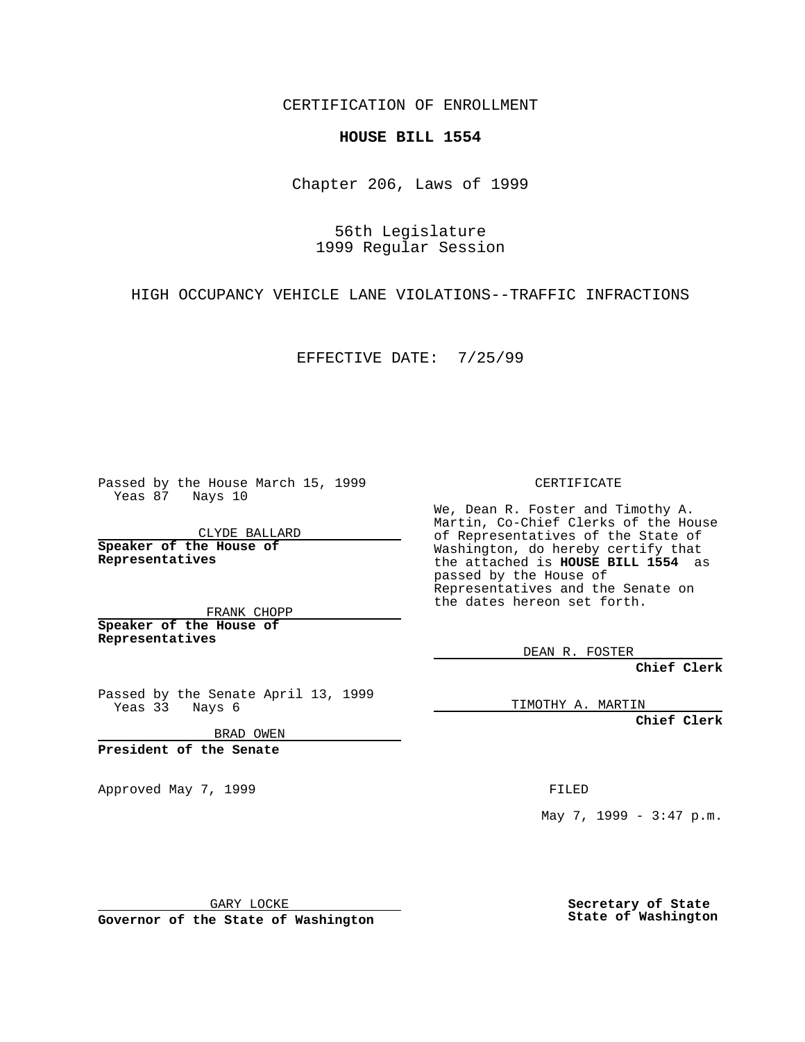CERTIFICATION OF ENROLLMENT

**HOUSE BILL 1554**

Chapter 206, Laws of 1999

56th Legislature
1999 Regular Session

HIGH OCCUPANCY VEHICLE LANE VIOLATIONS--TRAFFIC INFRACTIONS

EFFECTIVE DATE: 7/25/99

Passed by the House March 15, 1999
Yeas 87 Nays 10

CLYDE BALLARD

**Speaker of the House of Representatives**

FRANK CHOPP

**Speaker of the House of Representatives**

Passed by the Senate April 13, 1999
Yeas 33 Nays 6

BRAD OWEN

**President of the Senate**

Approved May 7, 1999

GARY LOCKE

**Governor of the State of Washington**

CERTIFICATE

We, Dean R. Foster and Timothy A. Martin, Co-Chief Clerks of the House of Representatives of the State of Washington, do hereby certify that the attached is **HOUSE BILL 1554** as passed by the House of Representatives and the Senate on the dates hereon set forth.

DEAN R. FOSTER

**Chief Clerk**

TIMOTHY A. MARTIN

**Chief Clerk**

FILED

May 7, 1999 - 3:47 p.m.

**Secretary of State State of Washington**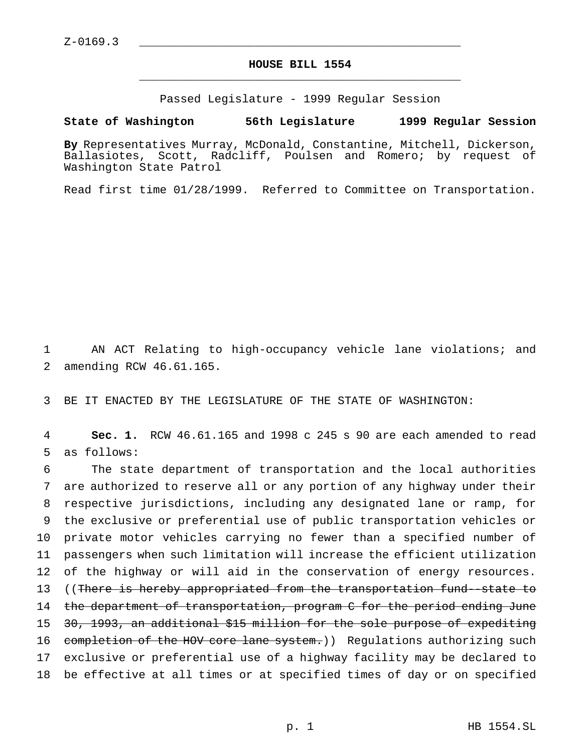Z-0169.3

**HOUSE BILL 1554**

Passed Legislature - 1999 Regular Session

**State of Washington 56th Legislature 1999 Regular Session**

**By** Representatives Murray, McDonald, Constantine, Mitchell, Dickerson, Ballasiotes, Scott, Radcliff, Poulsen and Romero; by request of Washington State Patrol

Read first time 01/28/1999. Referred to Committee on Transportation.

AN ACT Relating to high-occupancy vehicle lane violations; and amending RCW 46.61.165.

BE IT ENACTED BY THE LEGISLATURE OF THE STATE OF WASHINGTON:

**Sec. 1.** RCW 46.61.165 and 1998 c 245 s 90 are each amended to read as follows:

The state department of transportation and the local authorities are authorized to reserve all or any portion of any highway under their respective jurisdictions, including any designated lane or ramp, for the exclusive or preferential use of public transportation vehicles or private motor vehicles carrying no fewer than a specified number of passengers when such limitation will increase the efficient utilization of the highway or will aid in the conservation of energy resources. ((~~There is hereby appropriated from the transportation fund--state to the department of transportation, program C for the period ending June 30, 1993, an additional $15 million for the sole purpose of expediting completion of the HOV core lane system.~~)) Regulations authorizing such exclusive or preferential use of a highway facility may be declared to be effective at all times or at specified times of day or on specified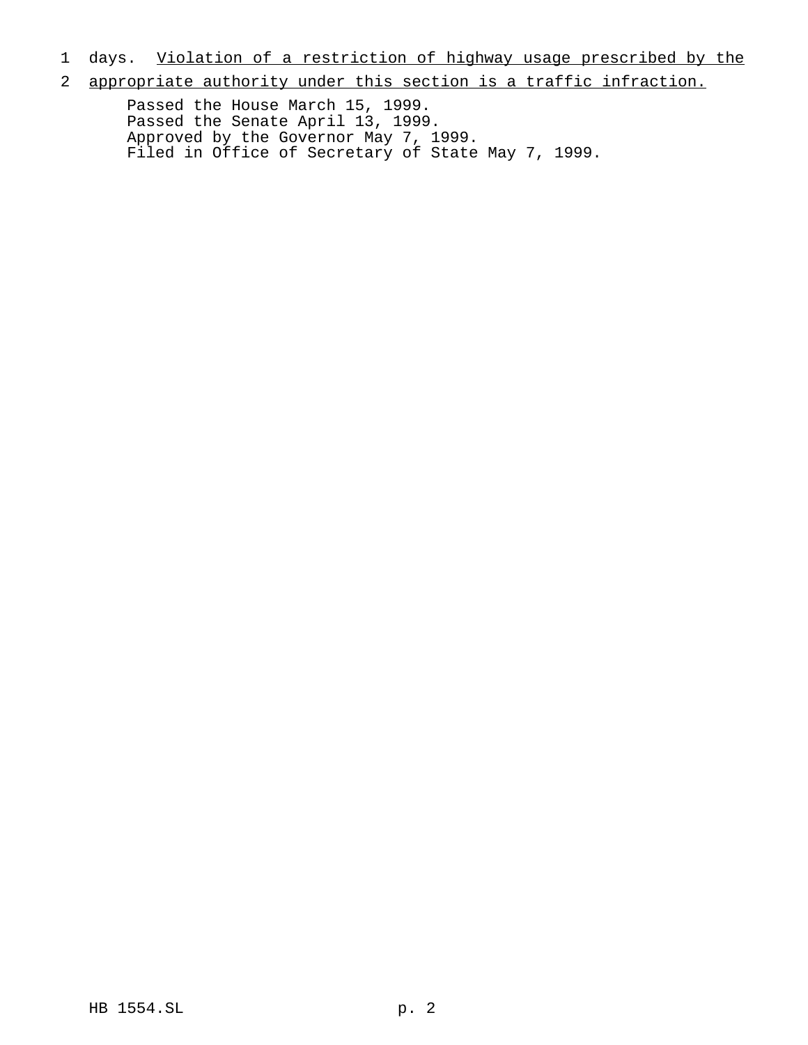days. Violation of a restriction of highway usage prescribed by the appropriate authority under this section is a traffic infraction.

Passed the House March 15, 1999.
Passed the Senate April 13, 1999.
Approved by the Governor May 7, 1999.
Filed in Office of Secretary of State May 7, 1999.